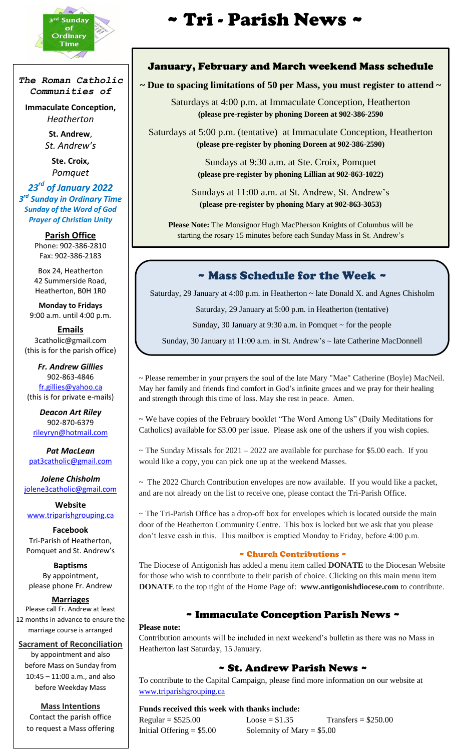3rd Sunday of Ordinary Time

# ~ Tri - Parish News ~

***The Roman Catholic Communities of***

**Immaculate Conception,**
*Heatherton*

**St. Andrew**,
*St. Andrew's*

**Ste. Croix,**
*Pomquet*

***23rd of January 2022***
***3rd Sunday in Ordinary Time***
***Sunday of the Word of God***
***Prayer of Christian Unity***

**Parish Office**
Phone: 902-386-2810
Fax: 902-386-2183

Box 24, Heatherton
42 Summerside Road,
Heatherton, B0H 1R0

**Monday to Fridays**
9:00 a.m. until 4:00 p.m.

**Emails**
3catholic@gmail.com
(this is for the parish office)

***Fr. Andrew Gillies***
902-863-4846
fr.gillies@yahoo.ca
(this is for private e-mails)

***Deacon Art Riley***
902-870-6379
rileyryn@hotmail.com

***Pat MacLean***
pat3catholic@gmail.com

***Jolene Chisholm***
jolene3catholic@gmail.com

**Website**
www.triparishgrouping.ca

**Facebook**
Tri-Parish of Heatherton, Pomquet and St. Andrew's

**Baptisms**
By appointment, please phone Fr. Andrew

**Marriages**
Please call Fr. Andrew at least 12 months in advance to ensure the marriage course is arranged

**Sacrament of Reconciliation**
by appointment and also before Mass on Sunday from 10:45 – 11:00 a.m., and also before Weekday Mass

**Mass Intentions**
Contact the parish office to request a Mass offering

## January, February and March weekend Mass schedule

**~ Due to spacing limitations of 50 per Mass, you must register to attend ~**

Saturdays at 4:00 p.m. at Immaculate Conception, Heatherton
**(please pre-register by phoning Doreen at 902-386-2590**

Saturdays at 5:00 p.m. (tentative) at Immaculate Conception, Heatherton
**(please pre-register by phoning Doreen at 902-386-2590)**

Sundays at 9:30 a.m. at Ste. Croix, Pomquet
**(please pre-register by phoning Lillian at 902-863-1022)**

Sundays at 11:00 a.m. at St. Andrew, St. Andrew's
**(please pre-register by phoning Mary at 902-863-3053)**

**Please Note:** The Monsignor Hugh MacPherson Knights of Columbus will be starting the rosary 15 minutes before each Sunday Mass in St. Andrew's

## ~ Mass Schedule for the Week ~

Saturday, 29 January at 4:00 p.m. in Heatherton ~ late Donald X. and Agnes Chisholm

Saturday, 29 January at 5:00 p.m. in Heatherton (tentative)

Sunday, 30 January at 9:30 a.m. in Pomquet ~ for the people

Sunday, 30 January at 11:00 a.m. in St. Andrew's ~ late Catherine MacDonnell

~ Please remember in your prayers the soul of the late Mary "Mae" Catherine (Boyle) MacNeil. May her family and friends find comfort in God's infinite graces and we pray for their healing and strength through this time of loss. May she rest in peace. Amen.

~ We have copies of the February booklet "The Word Among Us" (Daily Meditations for Catholics) available for $3.00 per issue. Please ask one of the ushers if you wish copies.

~ The Sunday Missals for 2021 – 2022 are available for purchase for $5.00 each. If you would like a copy, you can pick one up at the weekend Masses.

~ The 2022 Church Contribution envelopes are now available. If you would like a packet, and are not already on the list to receive one, please contact the Tri-Parish Office.

~ The Tri-Parish Office has a drop-off box for envelopes which is located outside the main door of the Heatherton Community Centre. This box is locked but we ask that you please don't leave cash in this. This mailbox is emptied Monday to Friday, before 4:00 p.m.

### ~ Church Contributions ~

The Diocese of Antigonish has added a menu item called **DONATE** to the Diocesan Website for those who wish to contribute to their parish of choice. Clicking on this main menu item **DONATE** to the top right of the Home Page of: **www.antigonishdiocese.com** to contribute.

## ~ Immaculate Conception Parish News ~

**Please note:**
Contribution amounts will be included in next weekend's bulletin as there was no Mass in Heatherton last Saturday, 15 January.

## ~ St. Andrew Parish News ~

To contribute to the Capital Campaign, please find more information on our website at www.triparishgrouping.ca

**Funds received this week with thanks include:**

| | | |
|---|---|---|
| Regular = $525.00 | Loose = $1.35 | Transfers = $250.00 |
| Initial Offering = $5.00 | Solemnity of Mary = $5.00 | |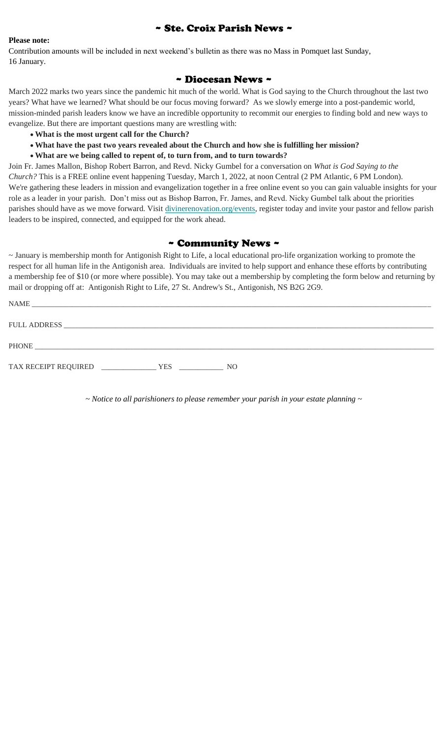## ~ Ste. Croix Parish News ~

**Please note:**

Contribution amounts will be included in next weekend's bulletin as there was no Mass in Pomquet last Sunday, 16 January.

## ~ Diocesan News ~

March 2022 marks two years since the pandemic hit much of the world. What is God saying to the Church throughout the last two years? What have we learned? What should be our focus moving forward? As we slowly emerge into a post-pandemic world, mission-minded parish leaders know we have an incredible opportunity to recommit our energies to finding bold and new ways to evangelize. But there are important questions many are wrestling with:

- **What is the most urgent call for the Church?**
- **What have the past two years revealed about the Church and how she is fulfilling her mission?**
- **What are we being called to repent of, to turn from, and to turn towards?**

Join Fr. James Mallon, Bishop Robert Barron, and Revd. Nicky Gumbel for a conversation on *What is God Saying to the Church?* This is a FREE online event happening Tuesday, March 1, 2022, at noon Central (2 PM Atlantic, 6 PM London). We're gathering these leaders in mission and evangelization together in a free online event so you can gain valuable insights for your role as a leader in your parish. Don't miss out as Bishop Barron, Fr. James, and Revd. Nicky Gumbel talk about the priorities parishes should have as we move forward. Visit divinerenovation.org/events, register today and invite your pastor and fellow parish leaders to be inspired, connected, and equipped for the work ahead.

## ~ Community News ~

~ January is membership month for Antigonish Right to Life, a local educational pro-life organization working to promote the respect for all human life in the Antigonish area. Individuals are invited to help support and enhance these efforts by contributing a membership fee of $10 (or more where possible). You may take out a membership by completing the form below and returning by mail or dropping off at: Antigonish Right to Life, 27 St. Andrew's St., Antigonish, NS B2G 2G9.

NAME ________________________________________________

FULL ADDRESS ________________________________________________

PHONE ________________________________________________

TAX RECEIPT REQUIRED _____________ YES ___________ NO

*~ Notice to all parishioners to please remember your parish in your estate planning ~*